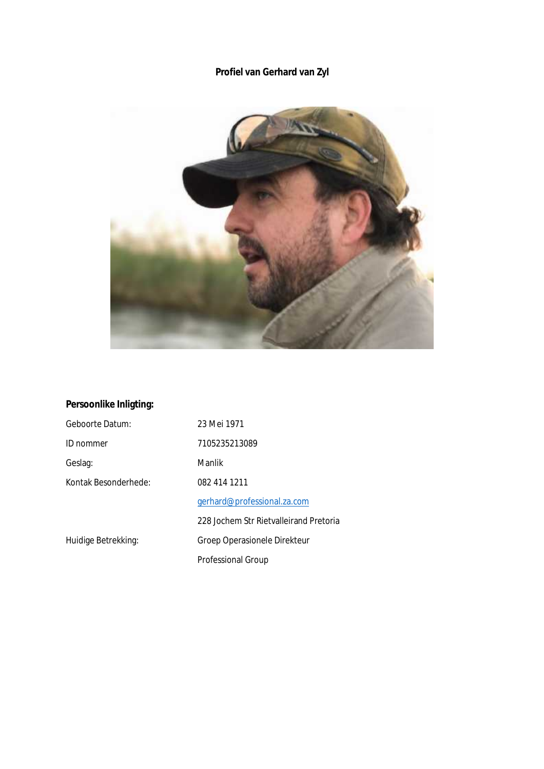**Profiel van Gerhard van Zyl**

**Persoonlike Inligting:**

| | |
|---|---|
| Geboorte Datum: | 23 Mei 1971 |
| ID nommer | 7105235213089 |
| Geslag: | Manlik |
| Kontak Besonderhede: | 082 414 1211 |
| | gerhard@professional.za.com |
| | 228 Jochem Str Rietvalleirand Pretoria |
| Huidige Betrekking: | Groep Operasionele Direkteur |
| | Professional Group |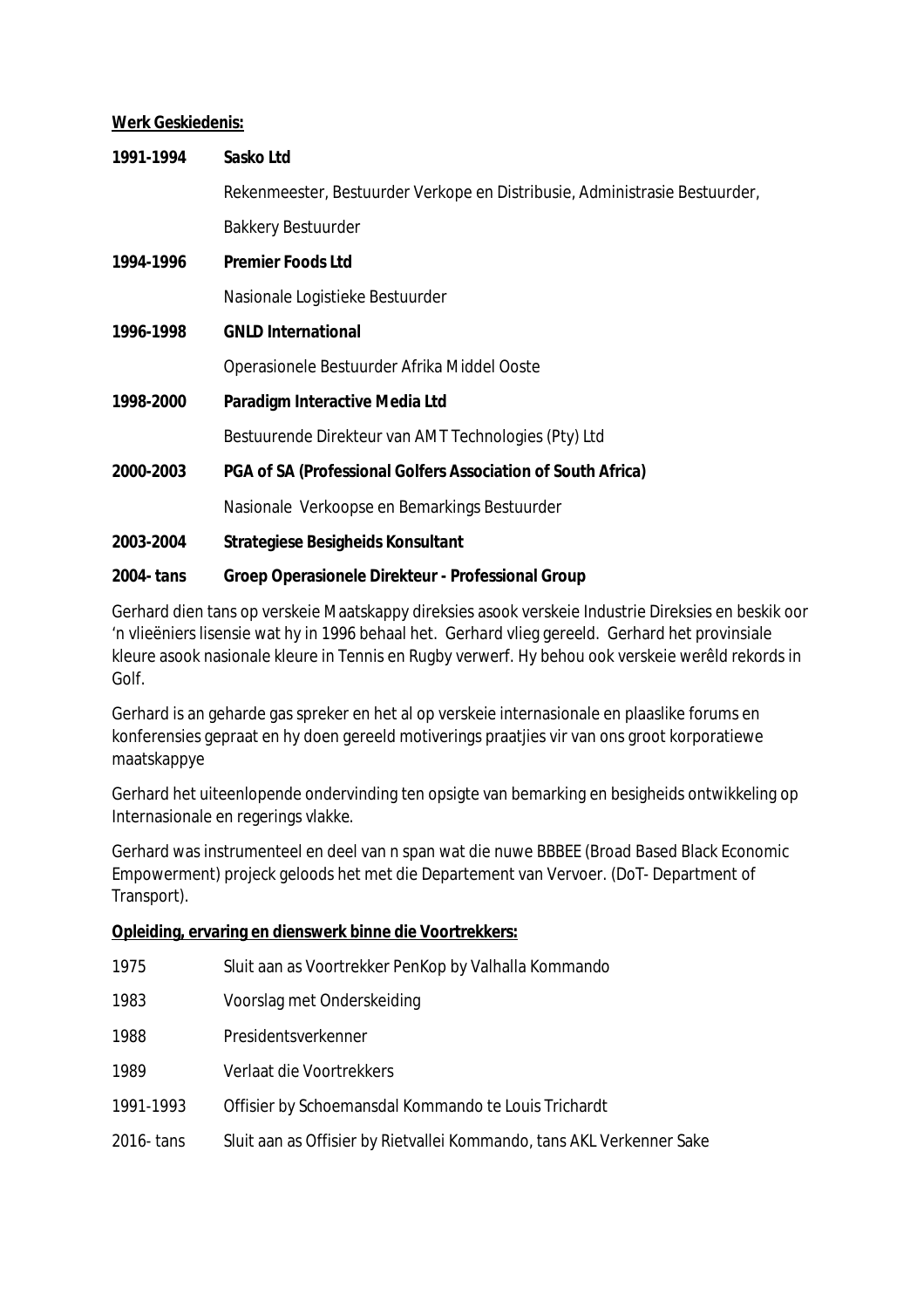**Werk Geskiedenis:**

**1991-1994** **Sasko Ltd**

Rekenmeester, Bestuurder Verkope en Distribusie, Administrasie Bestuurder,

Bakkery Bestuurder

**1994-1996** **Premier Foods Ltd**

Nasionale Logistieke Bestuurder

**1996-1998** **GNLD International**

Operasionele Bestuurder Afrika Middel Ooste

**1998-2000** **Paradigm Interactive Media Ltd**

Bestuurende Direkteur van AMT Technologies (Pty) Ltd

**2000-2003** **PGA of SA (Professional Golfers Association of South Africa)**

Nasionale Verkoopse en Bemarkings Bestuurder

**2003-2004** **Strategiese Besigheids Konsultant**

**2004- tans** **Groep Operasionele Direkteur - Professional Group**

Gerhard dien tans op verskeie Maatskappy direksies asook verskeie Industrie Direksies en beskik oor 'n vlieëniers lisensie wat hy in 1996 behaal het. Gerhard vlieg gereeld. Gerhard het provinsiale kleure asook nasionale kleure in Tennis en Rugby verwerf. Hy behou ook verskeie werêld rekords in Golf.

Gerhard is an geharde gas spreker en het al op verskeie internasionale en plaaslike forums en konferensies gepraat en hy doen gereeld motiverings praatjies vir van ons groot korporatiewe maatskappye

Gerhard het uiteenlopende ondervinding ten opsigte van bemarking en besigheids ontwikkeling op Internasionale en regerings vlakke.

Gerhard was instrumenteel en deel van n span wat die nuwe BBBEE (Broad Based Black Economic Empowerment) projeck geloods het met die Departement van Vervoer. (DoT- Department of Transport).

**Opleiding, ervaring en dienswerk binne die Voortrekkers:**

| | |
|---|---|
| 1975 | Sluit aan as Voortrekker PenKop by Valhalla Kommando |
| 1983 | Voorslag met Onderskeiding |
| 1988 | Presidentsverkenner |
| 1989 | Verlaat die Voortrekkers |
| 1991-1993 | Offisier by Schoemansdal Kommando te Louis Trichardt |
| 2016- tans | Sluit aan as Offisier by Rietvallei Kommando, tans AKL Verkenner Sake |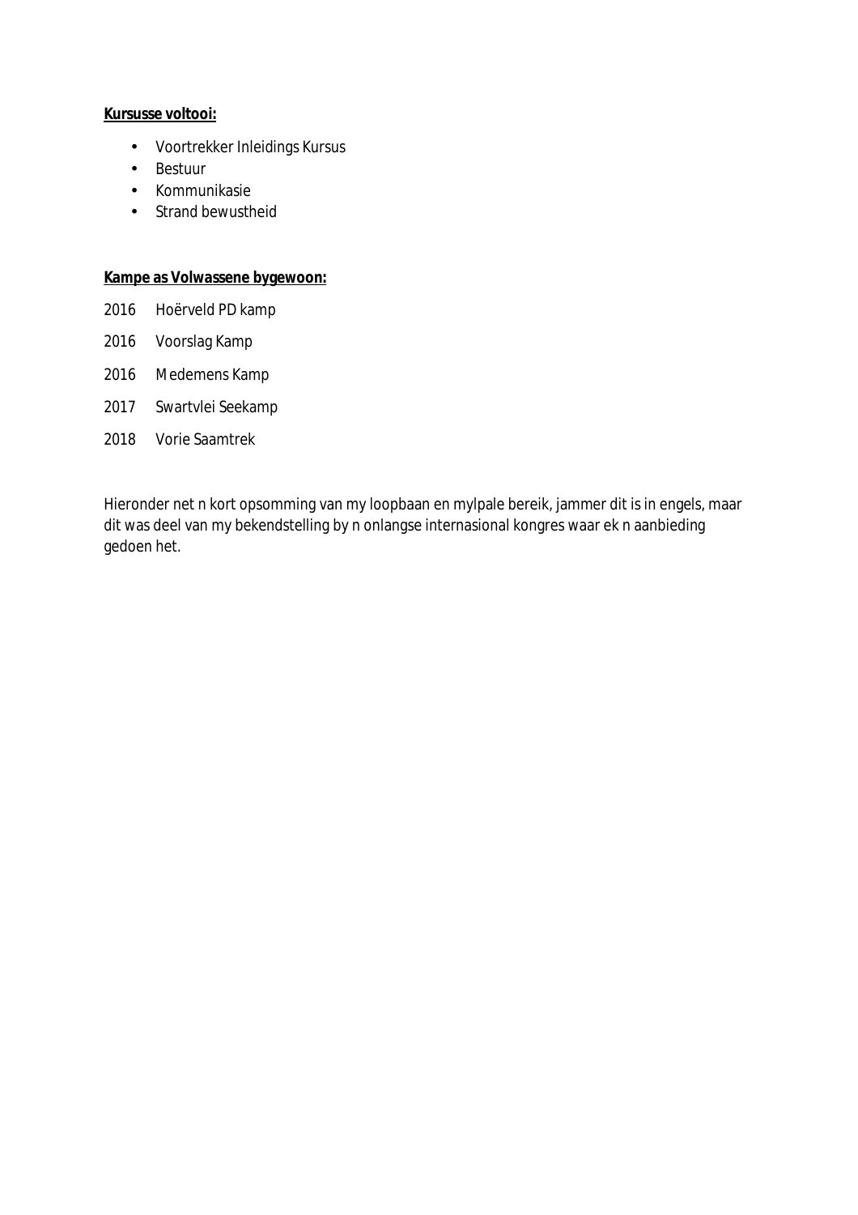**<u>Kursusse voltooi:</u>**

- Voortrekker Inleidings Kursus
- Bestuur
- Kommunikasie
- Strand bewustheid

**<u>Kampe as Volwassene bygewoon:</u>**

2016 Hoërveld PD kamp

2016 Voorslag Kamp

2016 Medemens Kamp

2017 Swartvlei Seekamp

2018 Vorie Saamtrek

Hieronder net n kort opsomming van my loopbaan en mylpale bereik, jammer dit is in engels, maar dit was deel van my bekendstelling by n onlangse internasional kongres waar ek n aanbieding gedoen het.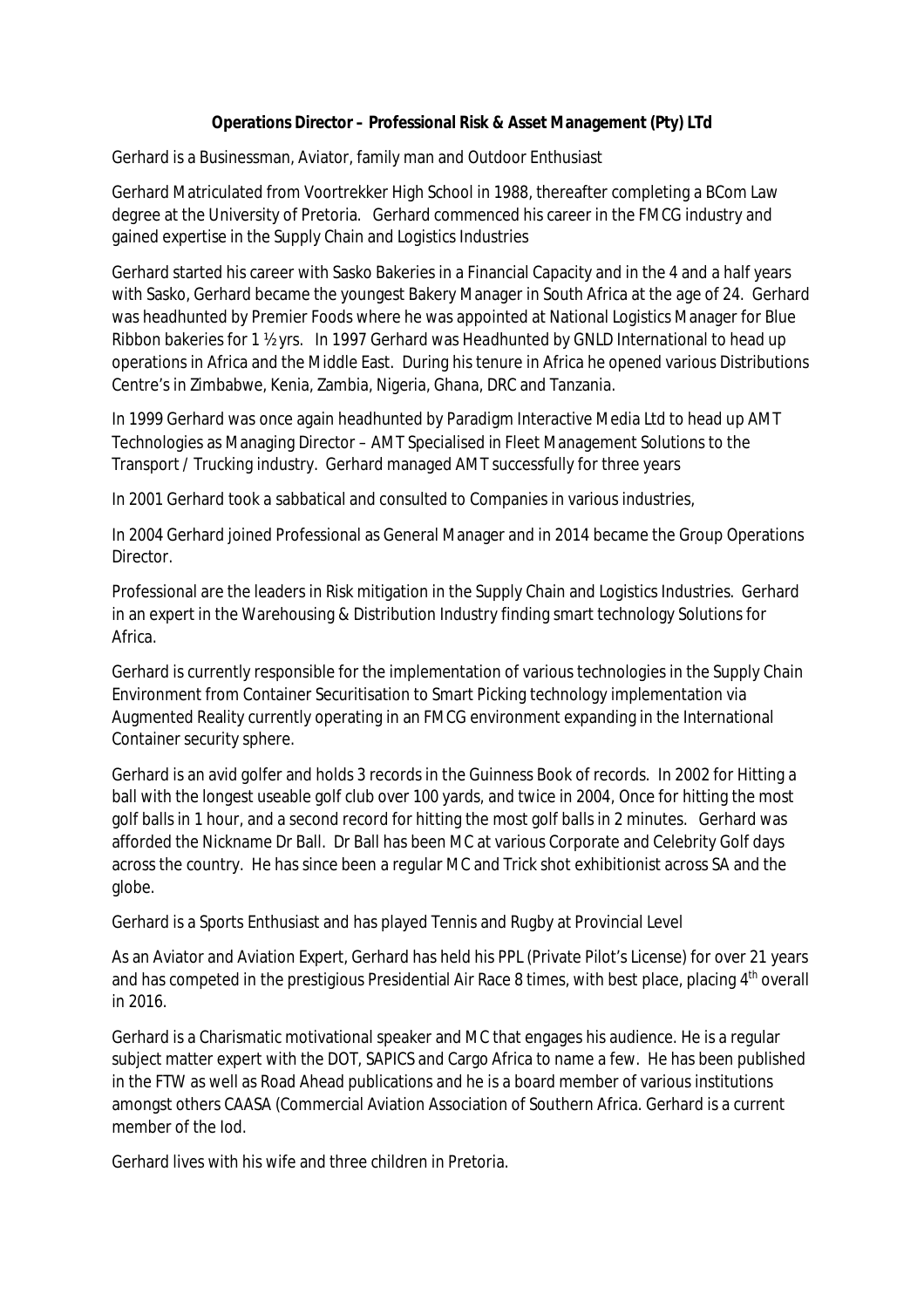**Operations Director – Professional Risk & Asset Management (Pty) LTd**

Gerhard is a Businessman, Aviator, family man and Outdoor Enthusiast

Gerhard Matriculated from Voortrekker High School in 1988, thereafter completing a BCom Law degree at the University of Pretoria. Gerhard commenced his career in the FMCG industry and gained expertise in the Supply Chain and Logistics Industries

Gerhard started his career with Sasko Bakeries in a Financial Capacity and in the 4 and a half years with Sasko, Gerhard became the youngest Bakery Manager in South Africa at the age of 24. Gerhard was headhunted by Premier Foods where he was appointed at National Logistics Manager for Blue Ribbon bakeries for 1 ½ yrs. In 1997 Gerhard was Headhunted by GNLD International to head up operations in Africa and the Middle East. During his tenure in Africa he opened various Distributions Centre's in Zimbabwe, Kenia, Zambia, Nigeria, Ghana, DRC and Tanzania.

In 1999 Gerhard was once again headhunted by Paradigm Interactive Media Ltd to head up AMT Technologies as Managing Director – AMT Specialised in Fleet Management Solutions to the Transport / Trucking industry. Gerhard managed AMT successfully for three years

In 2001 Gerhard took a sabbatical and consulted to Companies in various industries,

In 2004 Gerhard joined Professional as General Manager and in 2014 became the Group Operations Director.

Professional are the leaders in Risk mitigation in the Supply Chain and Logistics Industries. Gerhard in an expert in the Warehousing & Distribution Industry finding smart technology Solutions for Africa.

Gerhard is currently responsible for the implementation of various technologies in the Supply Chain Environment from Container Securitisation to Smart Picking technology implementation via Augmented Reality currently operating in an FMCG environment expanding in the International Container security sphere.

Gerhard is an avid golfer and holds 3 records in the Guinness Book of records. In 2002 for Hitting a ball with the longest useable golf club over 100 yards, and twice in 2004, Once for hitting the most golf balls in 1 hour, and a second record for hitting the most golf balls in 2 minutes. Gerhard was afforded the Nickname Dr Ball. Dr Ball has been MC at various Corporate and Celebrity Golf days across the country. He has since been a regular MC and Trick shot exhibitionist across SA and the globe.

Gerhard is a Sports Enthusiast and has played Tennis and Rugby at Provincial Level

As an Aviator and Aviation Expert, Gerhard has held his PPL (Private Pilot's License) for over 21 years and has competed in the prestigious Presidential Air Race 8 times, with best place, placing 4th overall in 2016.

Gerhard is a Charismatic motivational speaker and MC that engages his audience. He is a regular subject matter expert with the DOT, SAPICS and Cargo Africa to name a few. He has been published in the FTW as well as Road Ahead publications and he is a board member of various institutions amongst others CAASA (Commercial Aviation Association of Southern Africa. Gerhard is a current member of the Iod.

Gerhard lives with his wife and three children in Pretoria.